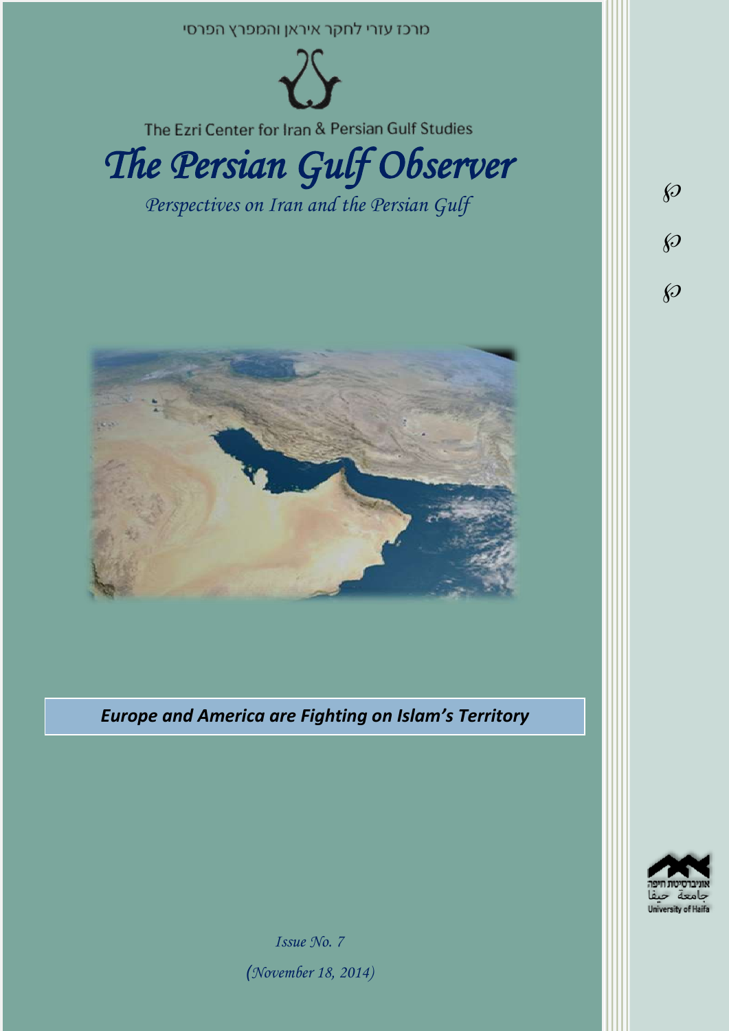מרכז עזרי לחקר איראן והמפרץ הפרסי

The Ezri Center for Iran & Persian Gulf Studies

# The Persian Gulf Observer

*Perspectives on Iran and the Persian Gulf*

## *Europe and America are Fighting on Islam's Territory*

*Issue No. 7*

*(November 18, 2014)*

אוניברסיטת חיפה
جامعة حيفا
University of Haifa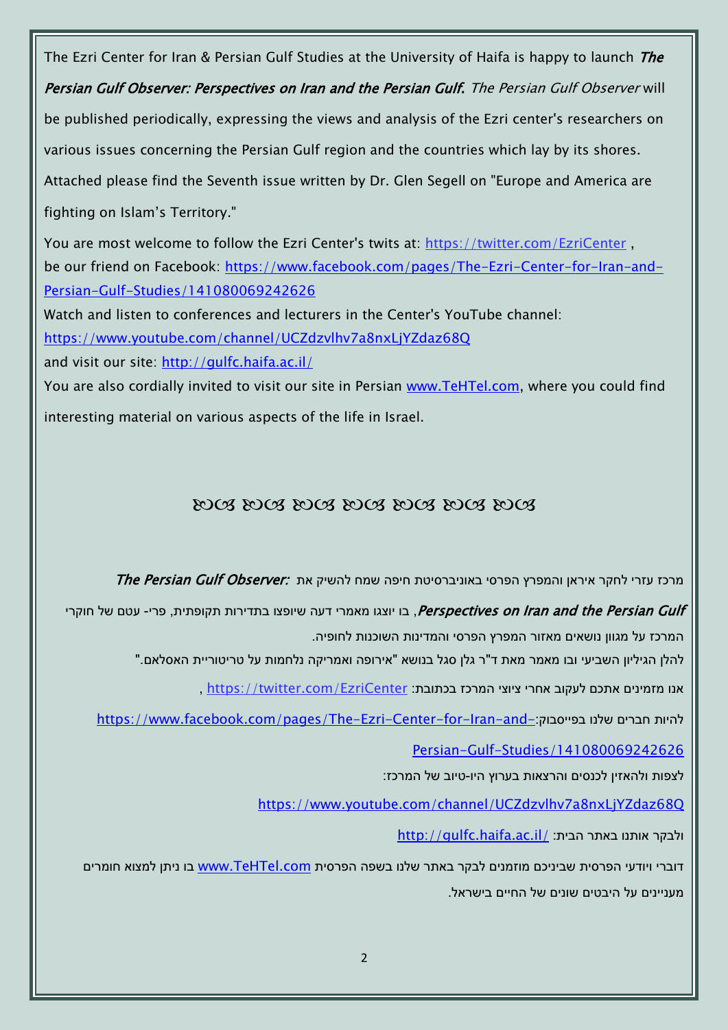The Ezri Center for Iran & Persian Gulf Studies at the University of Haifa is happy to launch ***The Persian Gulf Observer: Perspectives on Iran and the Persian Gulf***. *The Persian Gulf Observer* will be published periodically, expressing the views and analysis of the Ezri center's researchers on various issues concerning the Persian Gulf region and the countries which lay by its shores. Attached please find the Seventh issue written by Dr. Glen Segell on "Europe and America are fighting on Islam's Territory."

You are most welcome to follow the Ezri Center's twits at: https://twitter.com/EzriCenter ,
be our friend on Facebook: https://www.facebook.com/pages/The-Ezri-Center-for-Iran-and-Persian-Gulf-Studies/141080069242626
Watch and listen to conferences and lecturers in the Center's YouTube channel:
https://www.youtube.com/channel/UCZdzvlhv7a8nxLjYZdaz68Q
and visit our site: http://gulfc.haifa.ac.il/
You are also cordially invited to visit our site in Persian www.TeHTel.com, where you could find interesting material on various aspects of the life in Israel.

ꕥ ꕥ ꕥ ꕥ ꕥ ꕥ ꕥ

מרכז עזרי לחקר איראן והמפרץ הפרסי באוניברסיטת חיפה שמח להשיק את ***The Persian Gulf Observer: Perspectives on Iran and the Persian Gulf***, בו יוצגו מאמרי דעה שיופצו בתדירות תקופתית, פרי- עטם של חוקרי המרכז על מגוון נושאים מאזור המפרץ הפרסי והמדינות השוכנות לחופיה.

להלן הגיליון השביעי ובו מאמר מאת ד"ר גלן סגל בנושא "אירופה ואמריקה נלחמות על טריטוריית האסלאם."

אנו מזמינים אתכם לעקוב אחרי ציוצי המרכז בכתובת: https://twitter.com/EzriCenter ,

להיות חברים שלנו בפייסבוק: https://www.facebook.com/pages/The-Ezri-Center-for-Iran-and-Persian-Gulf-Studies/141080069242626

לצפות ולהאזין לכנסים והרצאות בערוץ היו-טיוב של המרכז:

https://www.youtube.com/channel/UCZdzvlhv7a8nxLjYZdaz68Q

ולבקר אותנו באתר הבית: http://gulfc.haifa.ac.il/

דוברי ויודעי הפרסית שביניכם מוזמנים לבקר באתר שלנו בשפה הפרסית www.TeHTel.com בו ניתן למצוא חומרים מעניינים על היבטים שונים של החיים בישראל.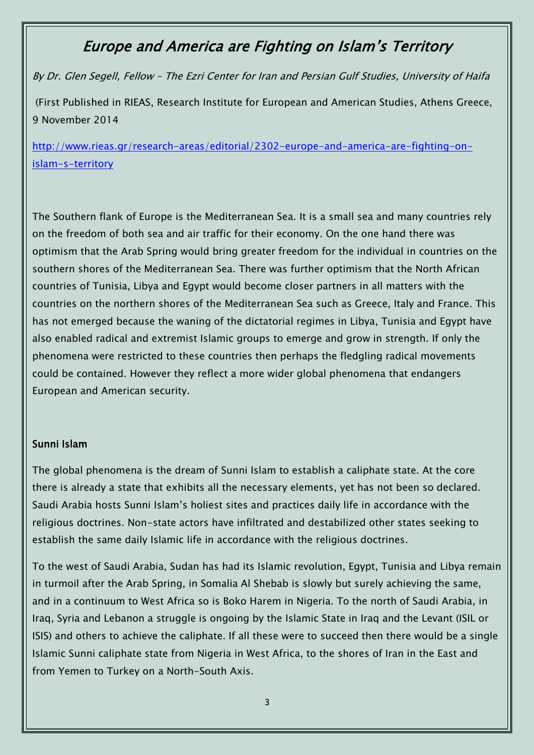# *Europe and America are Fighting on Islam's Territory*

*By Dr. Glen Segell, Fellow – The Ezri Center for Iran and Persian Gulf Studies, University of Haifa*

(First Published in RIEAS, Research Institute for European and American Studies, Athens Greece, 9 November 2014

[http://www.rieas.gr/research-areas/editorial/2302-europe-and-america-are-fighting-on-islam-s-territory](http://www.rieas.gr/research-areas/editorial/2302-europe-and-america-are-fighting-on-islam-s-territory)

The Southern flank of Europe is the Mediterranean Sea. It is a small sea and many countries rely on the freedom of both sea and air traffic for their economy. On the one hand there was optimism that the Arab Spring would bring greater freedom for the individual in countries on the southern shores of the Mediterranean Sea. There was further optimism that the North African countries of Tunisia, Libya and Egypt would become closer partners in all matters with the countries on the northern shores of the Mediterranean Sea such as Greece, Italy and France. This has not emerged because the waning of the dictatorial regimes in Libya, Tunisia and Egypt have also enabled radical and extremist Islamic groups to emerge and grow in strength. If only the phenomena were restricted to these countries then perhaps the fledgling radical movements could be contained. However they reflect a more wider global phenomena that endangers European and American security.

## Sunni Islam

The global phenomena is the dream of Sunni Islam to establish a caliphate state. At the core there is already a state that exhibits all the necessary elements, yet has not been so declared. Saudi Arabia hosts Sunni Islam's holiest sites and practices daily life in accordance with the religious doctrines. Non-state actors have infiltrated and destabilized other states seeking to establish the same daily Islamic life in accordance with the religious doctrines.

To the west of Saudi Arabia, Sudan has had its Islamic revolution, Egypt, Tunisia and Libya remain in turmoil after the Arab Spring, in Somalia Al Shebab is slowly but surely achieving the same, and in a continuum to West Africa so is Boko Harem in Nigeria. To the north of Saudi Arabia, in Iraq, Syria and Lebanon a struggle is ongoing by the Islamic State in Iraq and the Levant (ISIL or ISIS) and others to achieve the caliphate. If all these were to succeed then there would be a single Islamic Sunni caliphate state from Nigeria in West Africa, to the shores of Iran in the East and from Yemen to Turkey on a North-South Axis.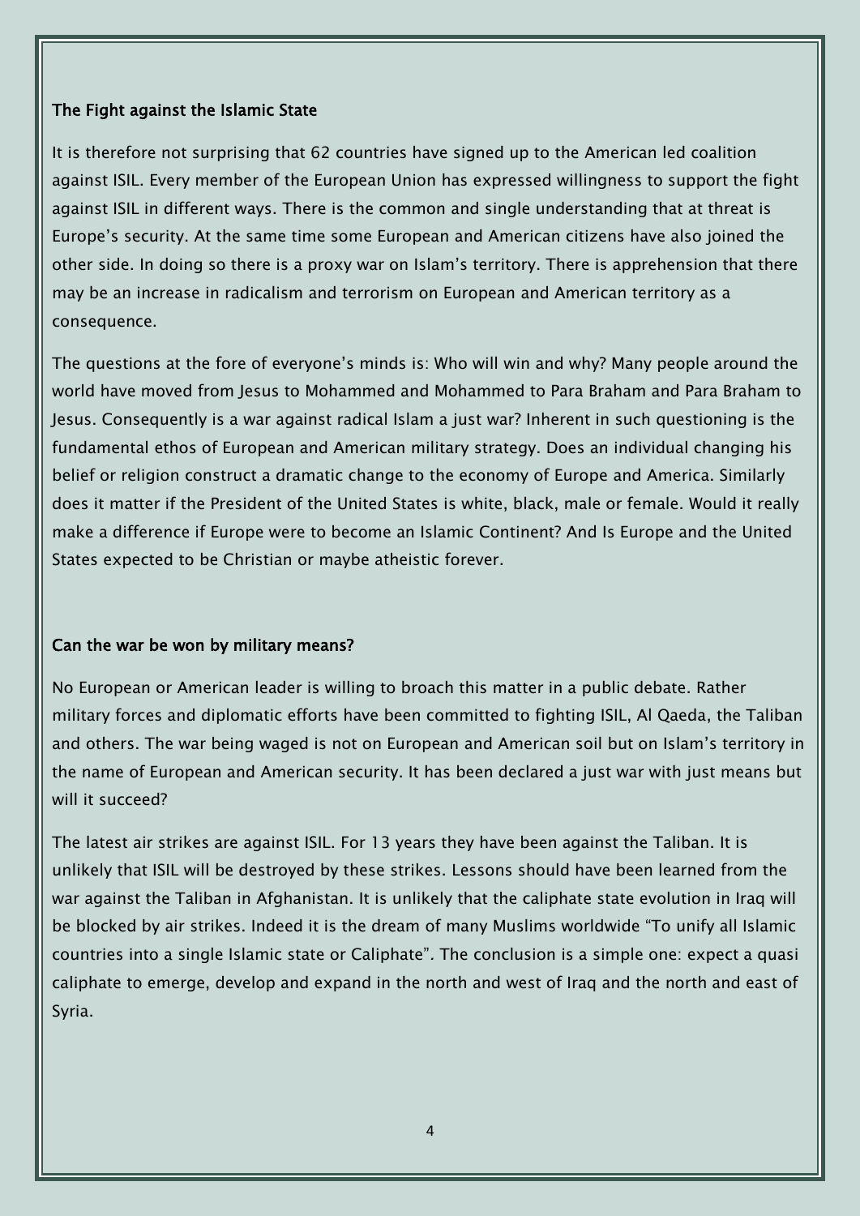## The Fight against the Islamic State

It is therefore not surprising that 62 countries have signed up to the American led coalition against ISIL. Every member of the European Union has expressed willingness to support the fight against ISIL in different ways. There is the common and single understanding that at threat is Europe's security. At the same time some European and American citizens have also joined the other side. In doing so there is a proxy war on Islam's territory. There is apprehension that there may be an increase in radicalism and terrorism on European and American territory as a consequence.

The questions at the fore of everyone's minds is: Who will win and why? Many people around the world have moved from Jesus to Mohammed and Mohammed to Para Braham and Para Braham to Jesus. Consequently is a war against radical Islam a just war? Inherent in such questioning is the fundamental ethos of European and American military strategy. Does an individual changing his belief or religion construct a dramatic change to the economy of Europe and America. Similarly does it matter if the President of the United States is white, black, male or female. Would it really make a difference if Europe were to become an Islamic Continent? And Is Europe and the United States expected to be Christian or maybe atheistic forever.

## Can the war be won by military means?

No European or American leader is willing to broach this matter in a public debate. Rather military forces and diplomatic efforts have been committed to fighting ISIL, Al Qaeda, the Taliban and others. The war being waged is not on European and American soil but on Islam's territory in the name of European and American security. It has been declared a just war with just means but will it succeed?

The latest air strikes are against ISIL. For 13 years they have been against the Taliban. It is unlikely that ISIL will be destroyed by these strikes. Lessons should have been learned from the war against the Taliban in Afghanistan. It is unlikely that the caliphate state evolution in Iraq will be blocked by air strikes. Indeed it is the dream of many Muslims worldwide "To unify all Islamic countries into a single Islamic state or Caliphate". The conclusion is a simple one: expect a quasi caliphate to emerge, develop and expand in the north and west of Iraq and the north and east of Syria.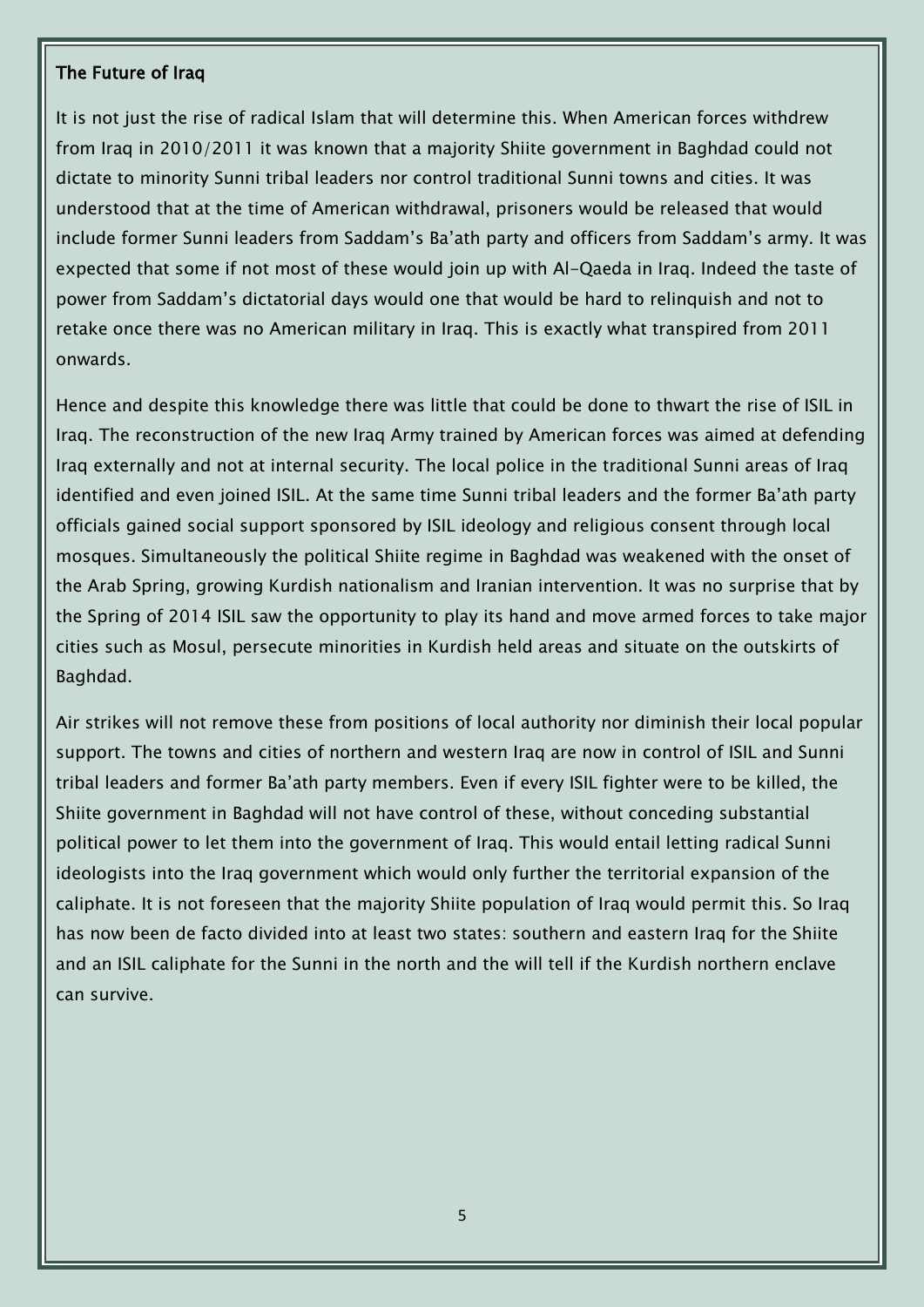## The Future of Iraq

It is not just the rise of radical Islam that will determine this. When American forces withdrew from Iraq in 2010/2011 it was known that a majority Shiite government in Baghdad could not dictate to minority Sunni tribal leaders nor control traditional Sunni towns and cities. It was understood that at the time of American withdrawal, prisoners would be released that would include former Sunni leaders from Saddam's Ba'ath party and officers from Saddam's army. It was expected that some if not most of these would join up with Al-Qaeda in Iraq. Indeed the taste of power from Saddam's dictatorial days would one that would be hard to relinquish and not to retake once there was no American military in Iraq. This is exactly what transpired from 2011 onwards.

Hence and despite this knowledge there was little that could be done to thwart the rise of ISIL in Iraq. The reconstruction of the new Iraq Army trained by American forces was aimed at defending Iraq externally and not at internal security. The local police in the traditional Sunni areas of Iraq identified and even joined ISIL. At the same time Sunni tribal leaders and the former Ba'ath party officials gained social support sponsored by ISIL ideology and religious consent through local mosques. Simultaneously the political Shiite regime in Baghdad was weakened with the onset of the Arab Spring, growing Kurdish nationalism and Iranian intervention. It was no surprise that by the Spring of 2014 ISIL saw the opportunity to play its hand and move armed forces to take major cities such as Mosul, persecute minorities in Kurdish held areas and situate on the outskirts of Baghdad.

Air strikes will not remove these from positions of local authority nor diminish their local popular support. The towns and cities of northern and western Iraq are now in control of ISIL and Sunni tribal leaders and former Ba'ath party members. Even if every ISIL fighter were to be killed, the Shiite government in Baghdad will not have control of these, without conceding substantial political power to let them into the government of Iraq. This would entail letting radical Sunni ideologists into the Iraq government which would only further the territorial expansion of the caliphate. It is not foreseen that the majority Shiite population of Iraq would permit this. So Iraq has now been de facto divided into at least two states: southern and eastern Iraq for the Shiite and an ISIL caliphate for the Sunni in the north and the will tell if the Kurdish northern enclave can survive.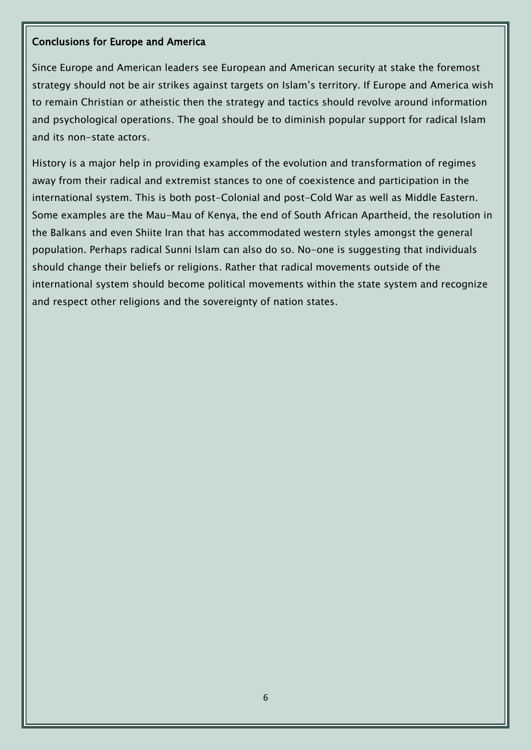## Conclusions for Europe and America

Since Europe and American leaders see European and American security at stake the foremost strategy should not be air strikes against targets on Islam's territory. If Europe and America wish to remain Christian or atheistic then the strategy and tactics should revolve around information and psychological operations. The goal should be to diminish popular support for radical Islam and its non-state actors.

History is a major help in providing examples of the evolution and transformation of regimes away from their radical and extremist stances to one of coexistence and participation in the international system. This is both post-Colonial and post-Cold War as well as Middle Eastern. Some examples are the Mau-Mau of Kenya, the end of South African Apartheid, the resolution in the Balkans and even Shiite Iran that has accommodated western styles amongst the general population. Perhaps radical Sunni Islam can also do so. No-one is suggesting that individuals should change their beliefs or religions. Rather that radical movements outside of the international system should become political movements within the state system and recognize and respect other religions and the sovereignty of nation states.